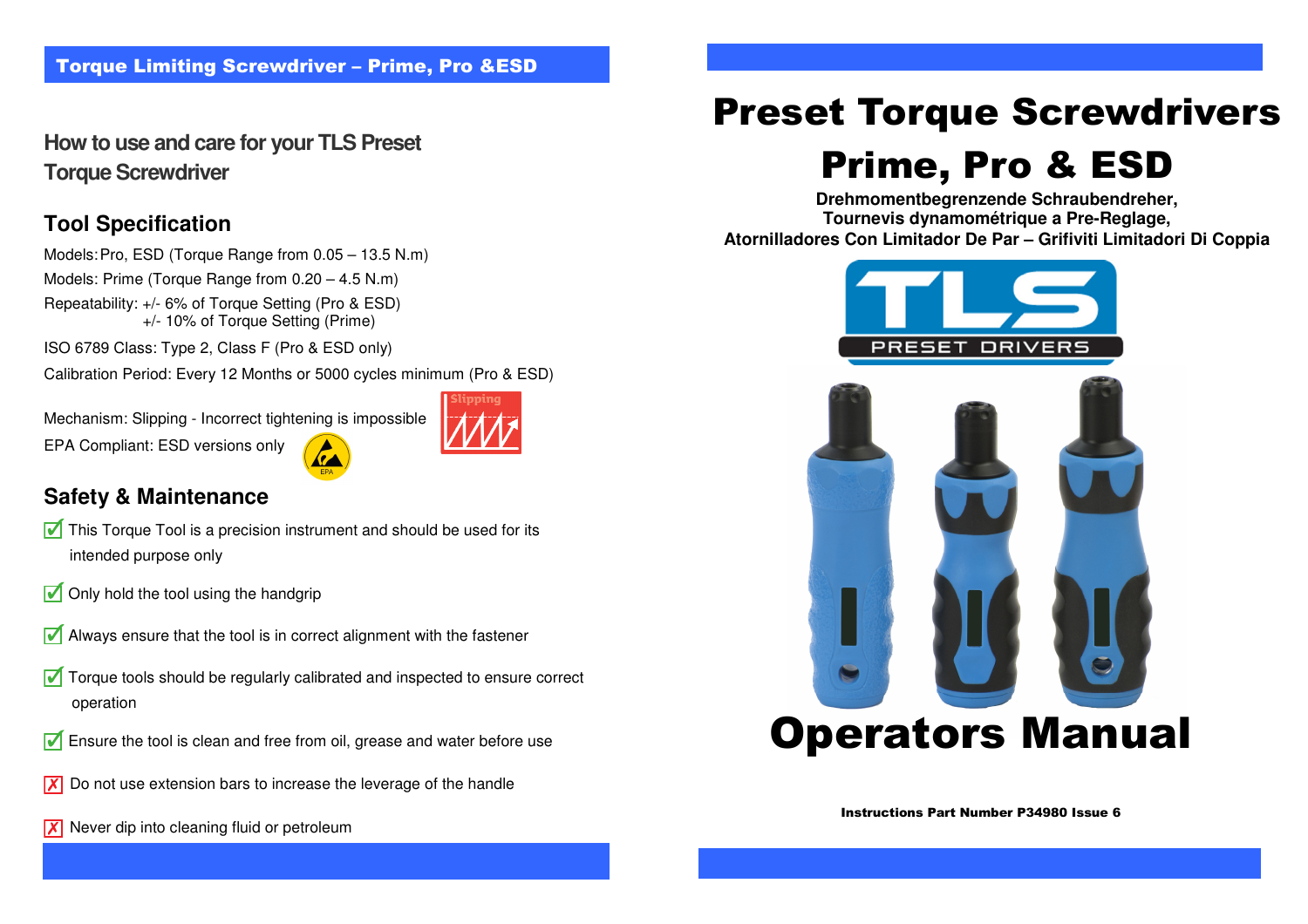## Torque Limiting Screwdriver – Prime, Pro &ESD

### How to use and care for your TLS Preset Torque Screwdriver

### Tool Specification

Models: Pro, ESD (Torque Range from 0.05 – 13.5 N.m)

Models: Prime (Torque Range from 0.20 – 4.5 N.m)

Repeatability: +/- 6% of Torque Setting (Pro & ESD)
+/- 10% of Torque Setting (Prime)

ISO 6789 Class: Type 2, Class F (Pro & ESD only)

Calibration Period: Every 12 Months or 5000 cycles minimum (Pro & ESD)

Mechanism: Slipping - Incorrect tightening is impossible

EPA Compliant: ESD versions only

### Safety & Maintenance

- ☑ This Torque Tool is a precision instrument and should be used for its intended purpose only
- ☑ Only hold the tool using the handgrip
- ☑ Always ensure that the tool is in correct alignment with the fastener
- ☑ Torque tools should be regularly calibrated and inspected to ensure correct operation
- ☑ Ensure the tool is clean and free from oil, grease and water before use
- ☒ Do not use extension bars to increase the leverage of the handle
- ☒ Never dip into cleaning fluid or petroleum

# Preset Torque Screwdrivers Prime, Pro & ESD

**Drehmomentbegrenzende Schraubendreher,**
**Tournevis dynamométrique a Pre-Reglage,**
**Atornilladores Con Limitador De Par – Grifiviti Limitadori Di Coppia**

TLS PRESET DRIVERS

# Operators Manual

**Instructions Part Number P34980 Issue 6**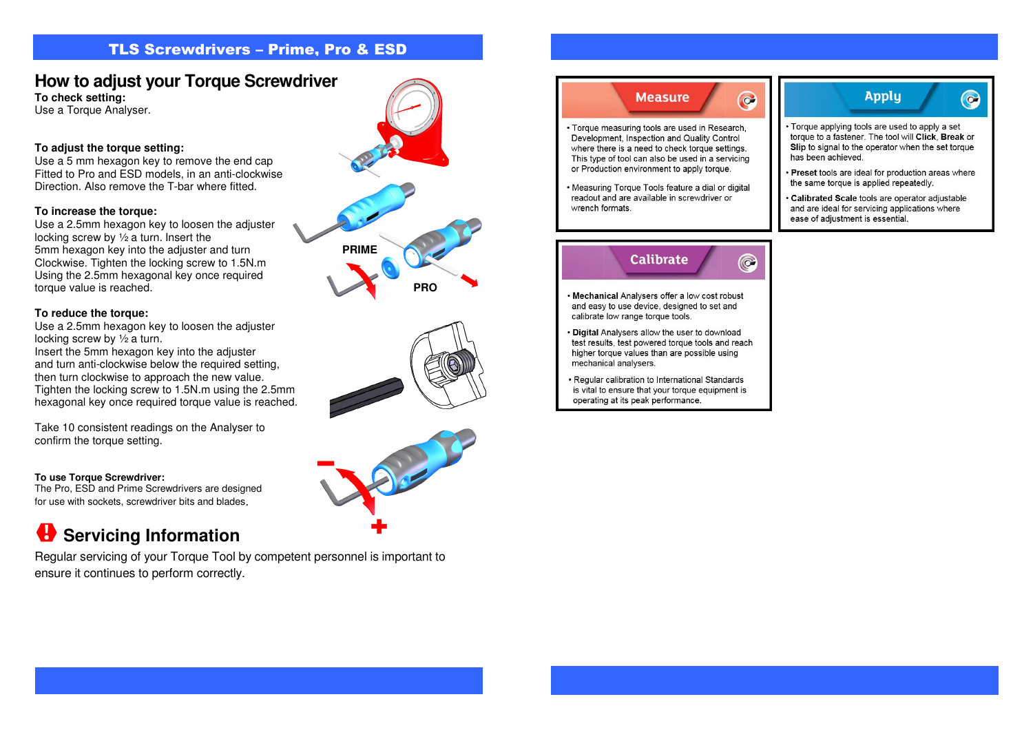## TLS Screwdrivers – Prime, Pro & ESD

# How to adjust your Torque Screwdriver

**To check setting:**
Use a Torque Analyser.

**To adjust the torque setting:**
Use a 5 mm hexagon key to remove the end cap Fitted to Pro and ESD models, in an anti-clockwise Direction. Also remove the T-bar where fitted.

**To increase the torque:**
Use a 2.5mm hexagon key to loosen the adjuster locking screw by ½ a turn. Insert the 5mm hexagon key into the adjuster and turn Clockwise. Tighten the locking screw to 1.5N.m Using the 2.5mm hexagonal key once required torque value is reached.

PRIME

PRO

**To reduce the torque:**
Use a 2.5mm hexagon key to loosen the adjuster locking screw by ½ a turn.
Insert the 5mm hexagon key into the adjuster and turn anti-clockwise below the required setting, then turn clockwise to approach the new value.
Tighten the locking screw to 1.5N.m using the 2.5mm hexagonal key once required torque value is reached.

Take 10 consistent readings on the Analyser to confirm the torque setting.

**To use Torque Screwdriver:**
The Pro, ESD and Prime Screwdrivers are designed for use with sockets, screwdriver bits and blades.

−

+

## Servicing Information

Regular servicing of your Torque Tool by competent personnel is important to ensure it continues to perform correctly.

### Measure

- Torque measuring tools are used in Research, Development, Inspection and Quality Control where there is a need to check torque settings. This type of tool can also be used in a servicing or Production environment to apply torque.
- Measuring Torque Tools feature a dial or digital readout and are available in screwdriver or wrench formats.

### Apply

- Torque applying tools are used to apply a set torque to a fastener. The tool will **Click**, **Break** or **Slip** to signal to the operator when the set torque has been achieved.
- **Preset** tools are ideal for production areas where the same torque is applied repeatedly.
- **Calibrated Scale** tools are operator adjustable and are ideal for servicing applications where ease of adjustment is essential.

### Calibrate

- **Mechanical** Analysers offer a low cost robust and easy to use device, designed to set and calibrate low range torque tools.
- **Digital** Analysers allow the user to download test results, test powered torque tools and reach higher torque values than are possible using mechanical analysers.
- Regular calibration to International Standards is vital to ensure that your torque equipment is operating at its peak performance.